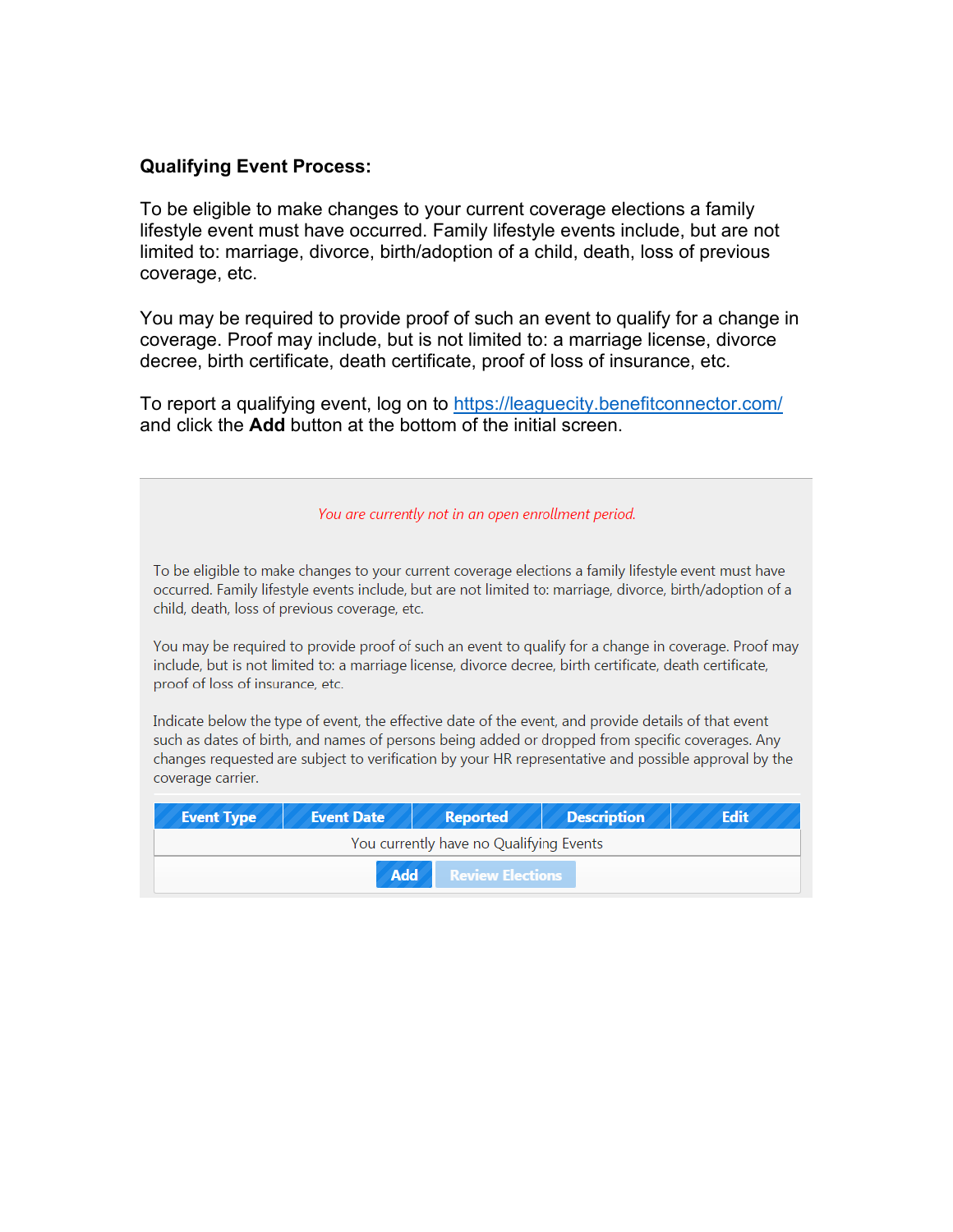**Qualifying Event Process:**

To be eligible to make changes to your current coverage elections a family lifestyle event must have occurred. Family lifestyle events include, but are not limited to: marriage, divorce, birth/adoption of a child, death, loss of previous coverage, etc.

You may be required to provide proof of such an event to qualify for a change in coverage. Proof may include, but is not limited to: a marriage license, divorce decree, birth certificate, death certificate, proof of loss of insurance, etc.

To report a qualifying event, log on to https://leaguecity.benefitconnector.com/ and click the **Add** button at the bottom of the initial screen.

*You are currently not in an open enrollment period.*

To be eligible to make changes to your current coverage elections a family lifestyle event must have occurred. Family lifestyle events include, but are not limited to: marriage, divorce, birth/adoption of a child, death, loss of previous coverage, etc.

You may be required to provide proof of such an event to qualify for a change in coverage. Proof may include, but is not limited to: a marriage license, divorce decree, birth certificate, death certificate, proof of loss of insurance, etc.

Indicate below the type of event, the effective date of the event, and provide details of that event such as dates of birth, and names of persons being added or dropped from specific coverages. Any changes requested are subject to verification by your HR representative and possible approval by the coverage carrier.

| Event Type | Event Date | Reported | Description | Edit |
| --- | --- | --- | --- | --- |
| You currently have no Qualifying Events | | | | |

**Add** **Review Elections**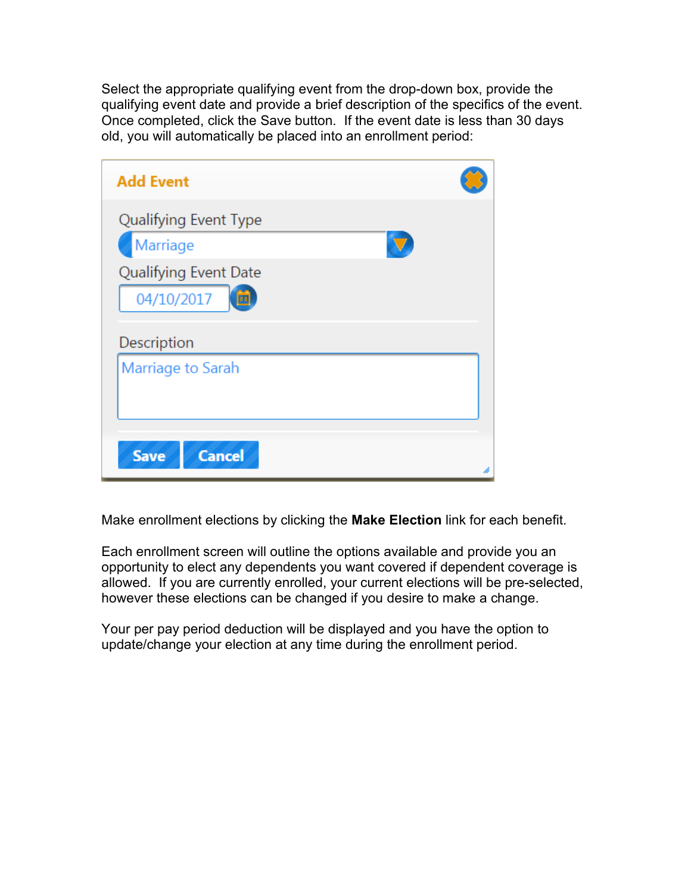Select the appropriate qualifying event from the drop-down box, provide the qualifying event date and provide a brief description of the specifics of the event. Once completed, click the Save button. If the event date is less than 30 days old, you will automatically be placed into an enrollment period:

**Add Event**

Qualifying Event Type

Marriage

Qualifying Event Date

04/10/2017

Description

Marriage to Sarah

Save Cancel

Make enrollment elections by clicking the **Make Election** link for each benefit.

Each enrollment screen will outline the options available and provide you an opportunity to elect any dependents you want covered if dependent coverage is allowed. If you are currently enrolled, your current elections will be pre-selected, however these elections can be changed if you desire to make a change.

Your per pay period deduction will be displayed and you have the option to update/change your election at any time during the enrollment period.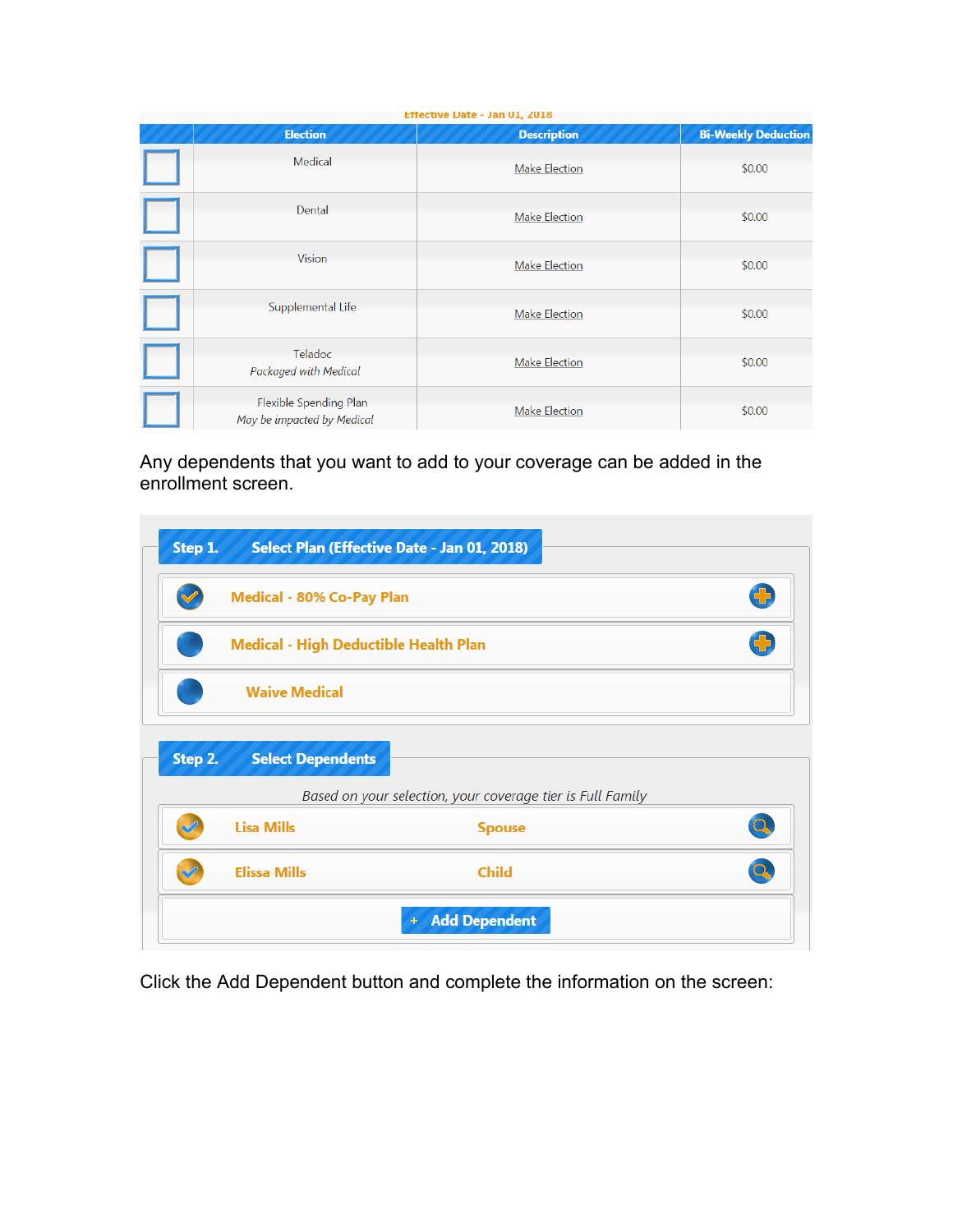Effective Date - Jan 01, 2018

| | Election | Description | Bi-Weekly Deduction |
|---|---|---|---|
| ☐ | Medical | Make Election | $0.00 |
| ☐ | Dental | Make Election | $0.00 |
| ☐ | Vision | Make Election | $0.00 |
| ☐ | Supplemental Life | Make Election | $0.00 |
| ☐ | Teladoc<br>*Packaged with Medical* | Make Election | $0.00 |
| ☐ | Flexible Spending Plan<br>*May be impacted by Medical* | Make Election | $0.00 |

Any dependents that you want to add to your coverage can be added in the enrollment screen.

**Step 1. Select Plan (Effective Date - Jan 01, 2018)**

- Medical - 80% Co-Pay Plan
- Medical - High Deductible Health Plan
- Waive Medical

**Step 2. Select Dependents**

*Based on your selection, your coverage tier is Full Family*

| Name | Relationship |
|---|---|
| Lisa Mills | Spouse |
| Elissa Mills | Child |

+ Add Dependent

Click the Add Dependent button and complete the information on the screen: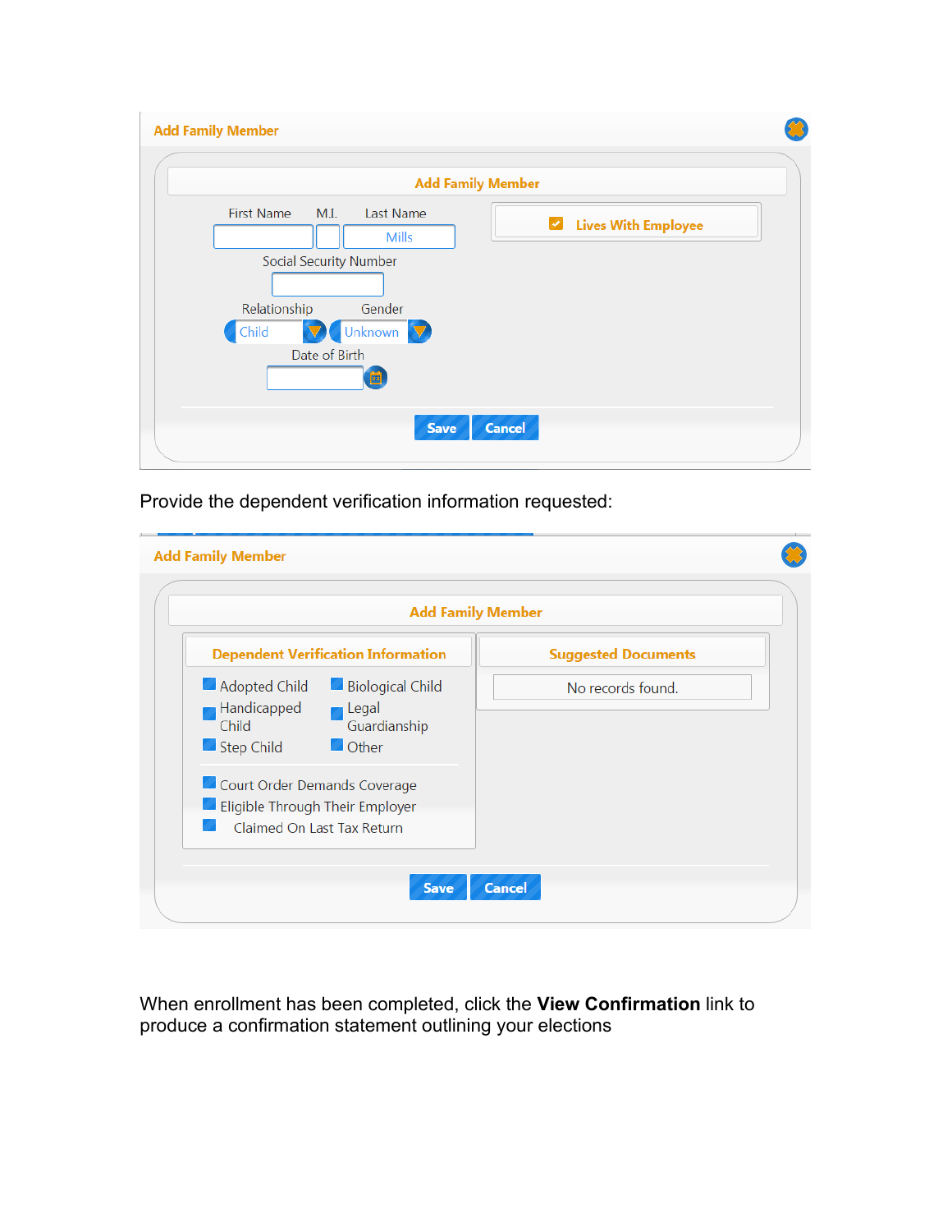**Add Family Member**

**Add Family Member**

First Name | M.I. | Last Name: Mills

Social Security Number

Relationship: Child | Gender: Unknown

Date of Birth

☑ Lives With Employee

Save | Cancel

Provide the dependent verification information requested:

**Add Family Member**

**Add Family Member**

**Dependent Verification Information**

- Adopted Child
- Biological Child
- Handicapped Child
- Legal Guardianship
- Step Child
- Other

- Court Order Demands Coverage
- Eligible Through Their Employer
- Claimed On Last Tax Return

**Suggested Documents**

No records found.

Save | Cancel

When enrollment has been completed, click the **View Confirmation** link to produce a confirmation statement outlining your elections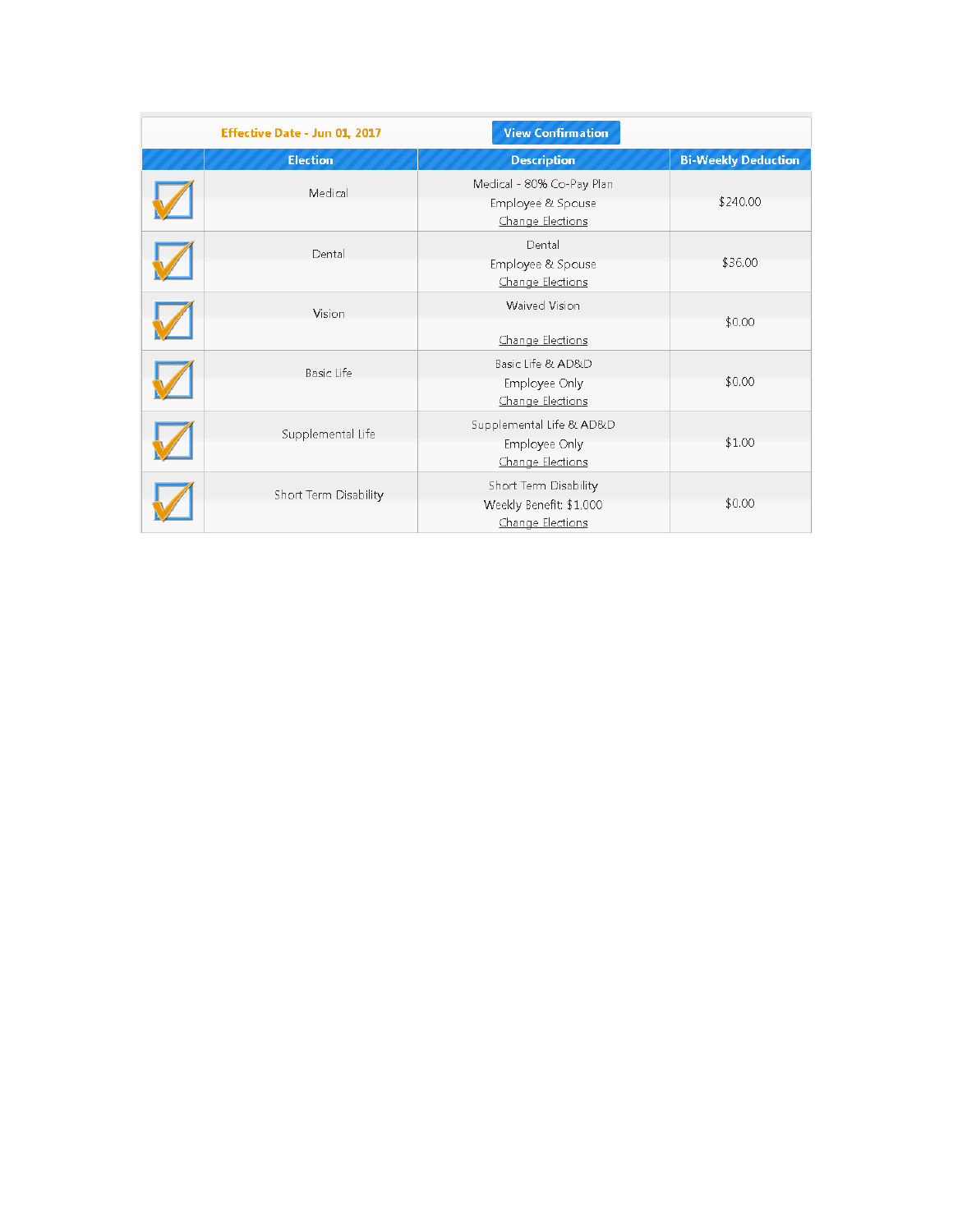Effective Date - Jun 01, 2017

View Confirmation

| | Election | Description | Bi-Weekly Deduction |
|---|---|---|---|
| ☑ | Medical | Medical - 80% Co-Pay Plan<br>Employee & Spouse<br>Change Elections | $240.00 |
| ☑ | Dental | Dental<br>Employee & Spouse<br>Change Elections | $36.00 |
| ☑ | Vision | Waived Vision<br>Change Elections | $0.00 |
| ☑ | Basic Life | Basic Life & AD&D<br>Employee Only<br>Change Elections | $0.00 |
| ☑ | Supplemental Life | Supplemental Life & AD&D<br>Employee Only<br>Change Elections | $1.00 |
| ☑ | Short Term Disability | Short Term Disability<br>Weekly Benefit: $1,000<br>Change Elections | $0.00 |